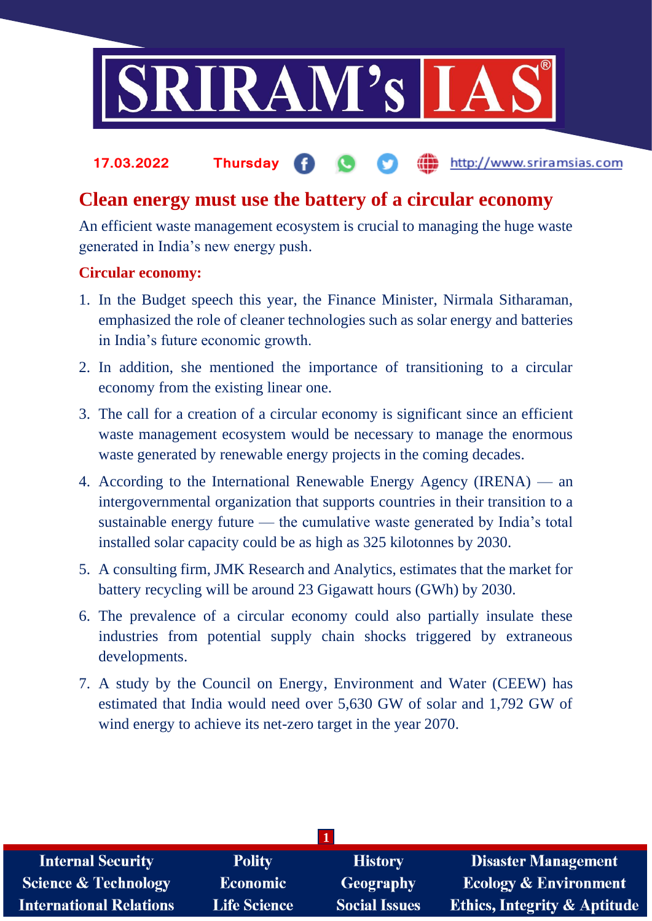# Clean energy must use the battery of a circular economy

An efficient waste management ecosystem is crucial to managing the huge waste generated in India's new energy push.

## Circular economy:

1. In the Budget speech this year, the Finance Minister, Nirmala Sitharaman, emphasized the role of cleaner technologies such as solar energy and batteries in India's future economic growth.
2. In addition, she mentioned the importance of transitioning to a circular economy from the existing linear one.
3. The call for a creation of a circular economy is significant since an efficient waste management ecosystem would be necessary to manage the enormous waste generated by renewable energy projects in the coming decades.
4. According to the International Renewable Energy Agency (IRENA) — an intergovernmental organization that supports countries in their transition to a sustainable energy future — the cumulative waste generated by India's total installed solar capacity could be as high as 325 kilotonnes by 2030.
5. A consulting firm, JMK Research and Analytics, estimates that the market for battery recycling will be around 23 Gigawatt hours (GWh) by 2030.
6. The prevalence of a circular economy could also partially insulate these industries from potential supply chain shocks triggered by extraneous developments.
7. A study by the Council on Energy, Environment and Water (CEEW) has estimated that India would need over 5,630 GW of solar and 1,792 GW of wind energy to achieve its net-zero target in the year 2070.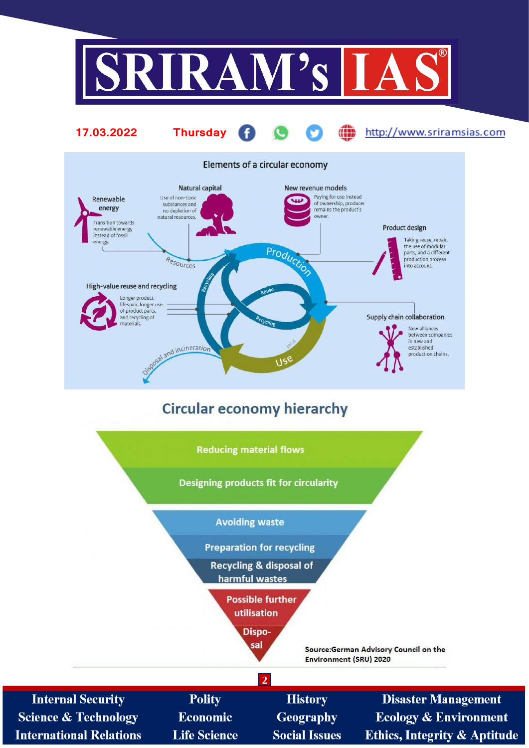## Elements of a circular economy

**Renewable energy**
Transition towards renewable energy instead of fossil energy.

**Natural capital**
Use of non-toxic substances and no depletion of natural resources.

**New revenue models**
Paying for use instead of ownership, producer remains the product's owner.

**Product design**
Taking reuse, repair, the use of modular parts, and a different production process into account.

**High-value reuse and recycling**
Longer product lifespan, longer use of product parts, and recycling of materials.

**Supply chain collaboration**
New alliances between companies in new and established production chains.

Resources — Production — Use — Reuse — Recycling — Disposal and incineration

## Circular economy hierarchy

- Reducing material flows
- Designing products fit for circularity
- Avoiding waste
- Preparation for recycling
- Recycling & disposal of harmful wastes
- Possible further utilisation
- Disposal

Source: German Advisory Council on the Environment (SRU) 2020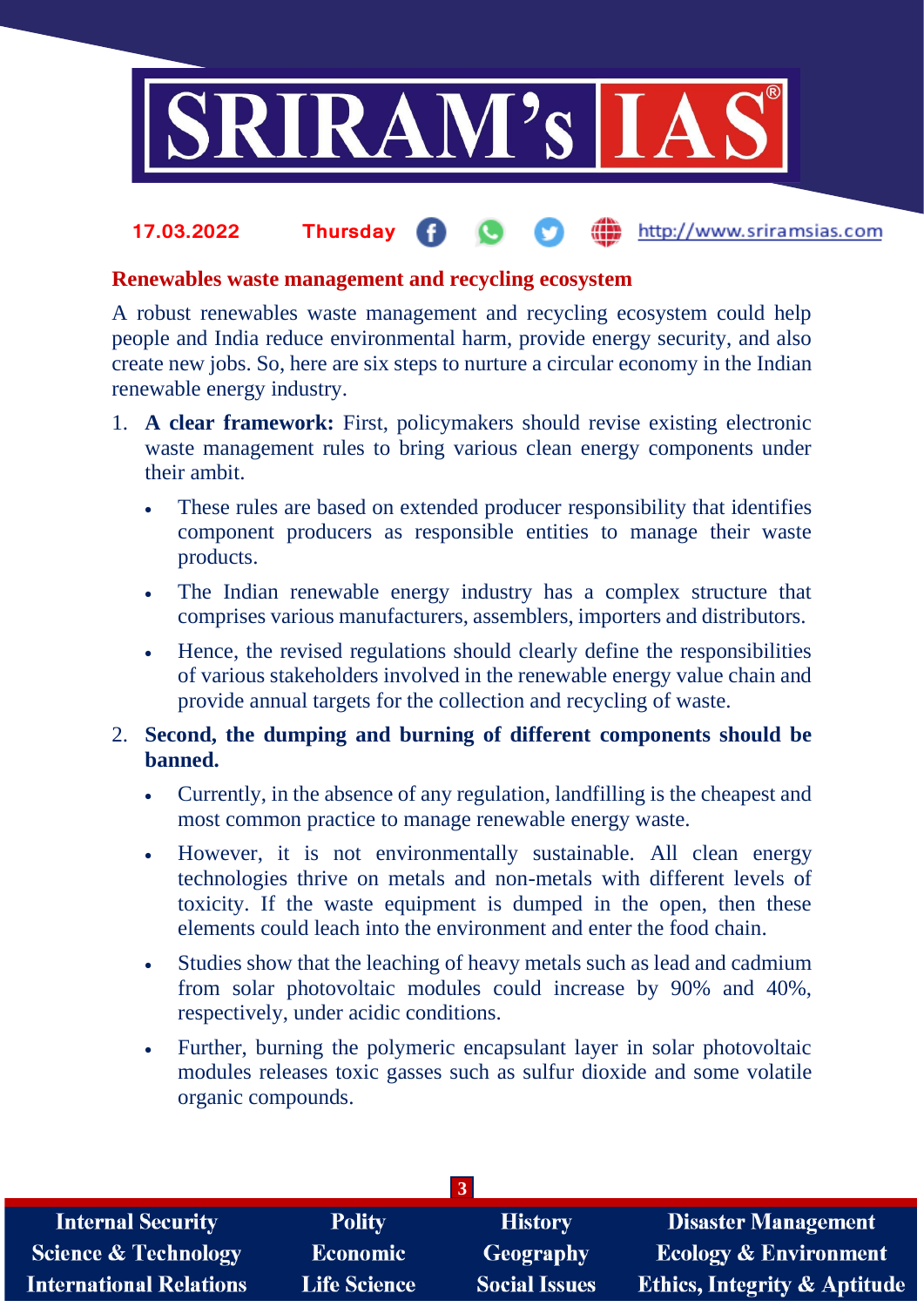## Renewables waste management and recycling ecosystem

A robust renewables waste management and recycling ecosystem could help people and India reduce environmental harm, provide energy security, and also create new jobs. So, here are six steps to nurture a circular economy in the Indian renewable energy industry.

1. **A clear framework:** First, policymakers should revise existing electronic waste management rules to bring various clean energy components under their ambit.
   - These rules are based on extended producer responsibility that identifies component producers as responsible entities to manage their waste products.
   - The Indian renewable energy industry has a complex structure that comprises various manufacturers, assemblers, importers and distributors.
   - Hence, the revised regulations should clearly define the responsibilities of various stakeholders involved in the renewable energy value chain and provide annual targets for the collection and recycling of waste.
2. **Second, the dumping and burning of different components should be banned.**
   - Currently, in the absence of any regulation, landfilling is the cheapest and most common practice to manage renewable energy waste.
   - However, it is not environmentally sustainable. All clean energy technologies thrive on metals and non-metals with different levels of toxicity. If the waste equipment is dumped in the open, then these elements could leach into the environment and enter the food chain.
   - Studies show that the leaching of heavy metals such as lead and cadmium from solar photovoltaic modules could increase by 90% and 40%, respectively, under acidic conditions.
   - Further, burning the polymeric encapsulant layer in solar photovoltaic modules releases toxic gasses such as sulfur dioxide and some volatile organic compounds.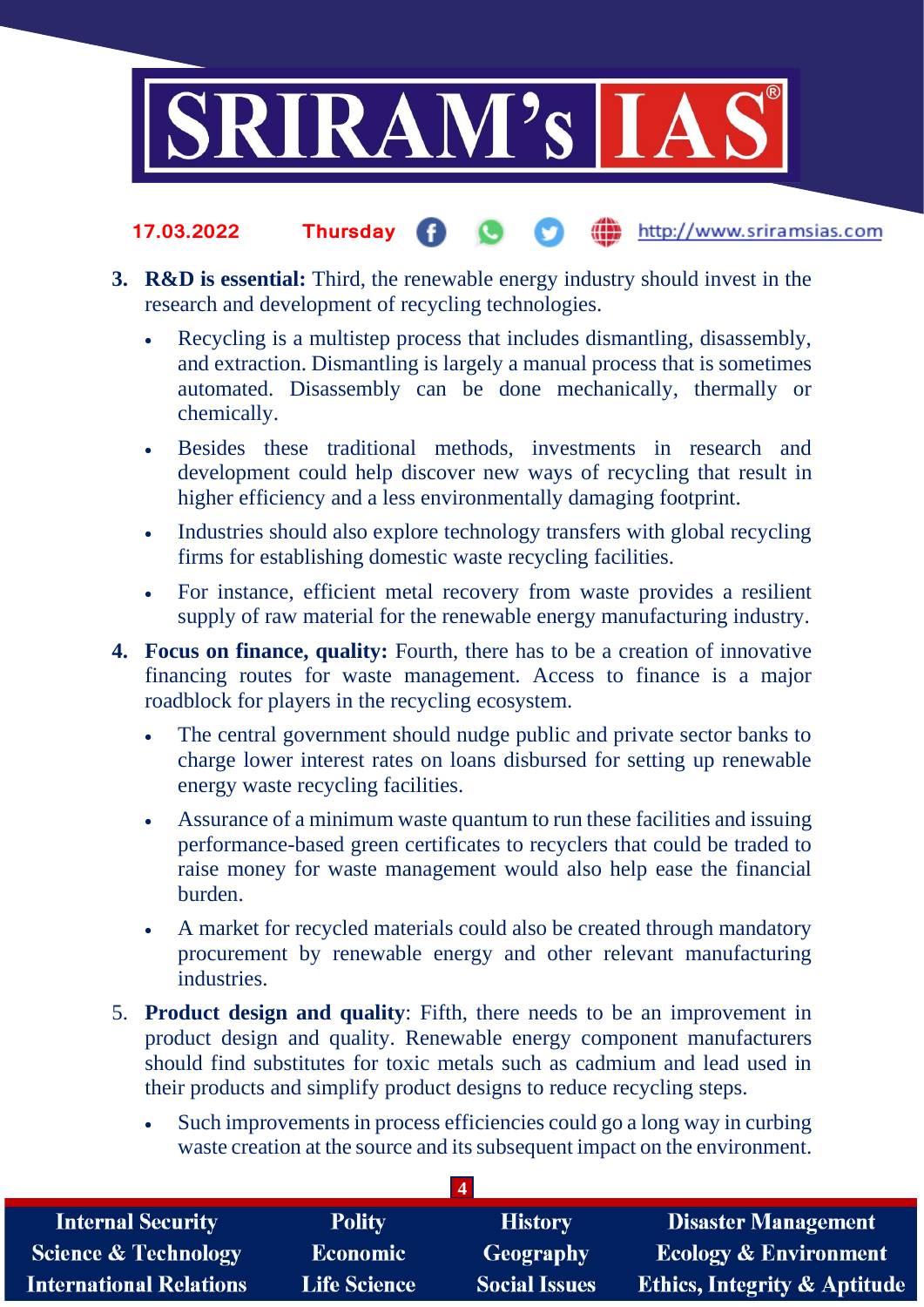3. **R&D is essential:** Third, the renewable energy industry should invest in the research and development of recycling technologies.
    - Recycling is a multistep process that includes dismantling, disassembly, and extraction. Dismantling is largely a manual process that is sometimes automated. Disassembly can be done mechanically, thermally or chemically.
    - Besides these traditional methods, investments in research and development could help discover new ways of recycling that result in higher efficiency and a less environmentally damaging footprint.
    - Industries should also explore technology transfers with global recycling firms for establishing domestic waste recycling facilities.
    - For instance, efficient metal recovery from waste provides a resilient supply of raw material for the renewable energy manufacturing industry.
4. **Focus on finance, quality:** Fourth, there has to be a creation of innovative financing routes for waste management. Access to finance is a major roadblock for players in the recycling ecosystem.
    - The central government should nudge public and private sector banks to charge lower interest rates on loans disbursed for setting up renewable energy waste recycling facilities.
    - Assurance of a minimum waste quantum to run these facilities and issuing performance-based green certificates to recyclers that could be traded to raise money for waste management would also help ease the financial burden.
    - A market for recycled materials could also be created through mandatory procurement by renewable energy and other relevant manufacturing industries.
5. **Product design and quality**: Fifth, there needs to be an improvement in product design and quality. Renewable energy component manufacturers should find substitutes for toxic metals such as cadmium and lead used in their products and simplify product designs to reduce recycling steps.
    - Such improvements in process efficiencies could go a long way in curbing waste creation at the source and its subsequent impact on the environment.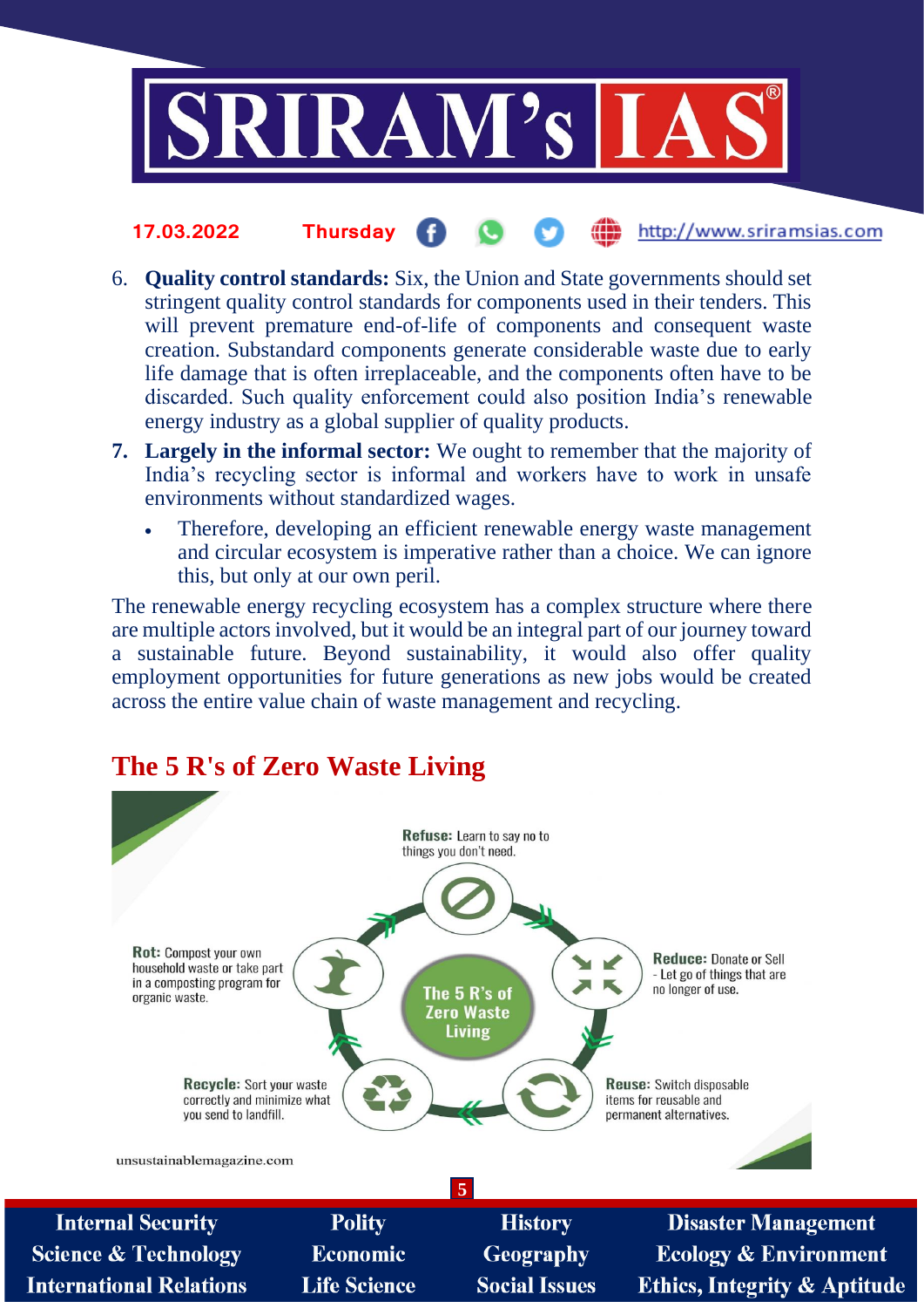6. **Quality control standards:** Six, the Union and State governments should set stringent quality control standards for components used in their tenders. This will prevent premature end-of-life of components and consequent waste creation. Substandard components generate considerable waste due to early life damage that is often irreplaceable, and the components often have to be discarded. Such quality enforcement could also position India's renewable energy industry as a global supplier of quality products.
7. **Largely in the informal sector:** We ought to remember that the majority of India's recycling sector is informal and workers have to work in unsafe environments without standardized wages.
   - Therefore, developing an efficient renewable energy waste management and circular ecosystem is imperative rather than a choice. We can ignore this, but only at our own peril.

The renewable energy recycling ecosystem has a complex structure where there are multiple actors involved, but it would be an integral part of our journey toward a sustainable future. Beyond sustainability, it would also offer quality employment opportunities for future generations as new jobs would be created across the entire value chain of waste management and recycling.

## The 5 R's of Zero Waste Living

The 5 R's of Zero Waste Living

**Refuse:** Learn to say no to things you don't need.

**Reduce:** Donate or Sell - Let go of things that are no longer of use.

**Reuse:** Switch disposable items for reusable and permanent alternatives.

**Recycle:** Sort your waste correctly and minimize what you send to landfill.

**Rot:** Compost your own household waste or take part in a composting program for organic waste.

unsustainablemagazine.com